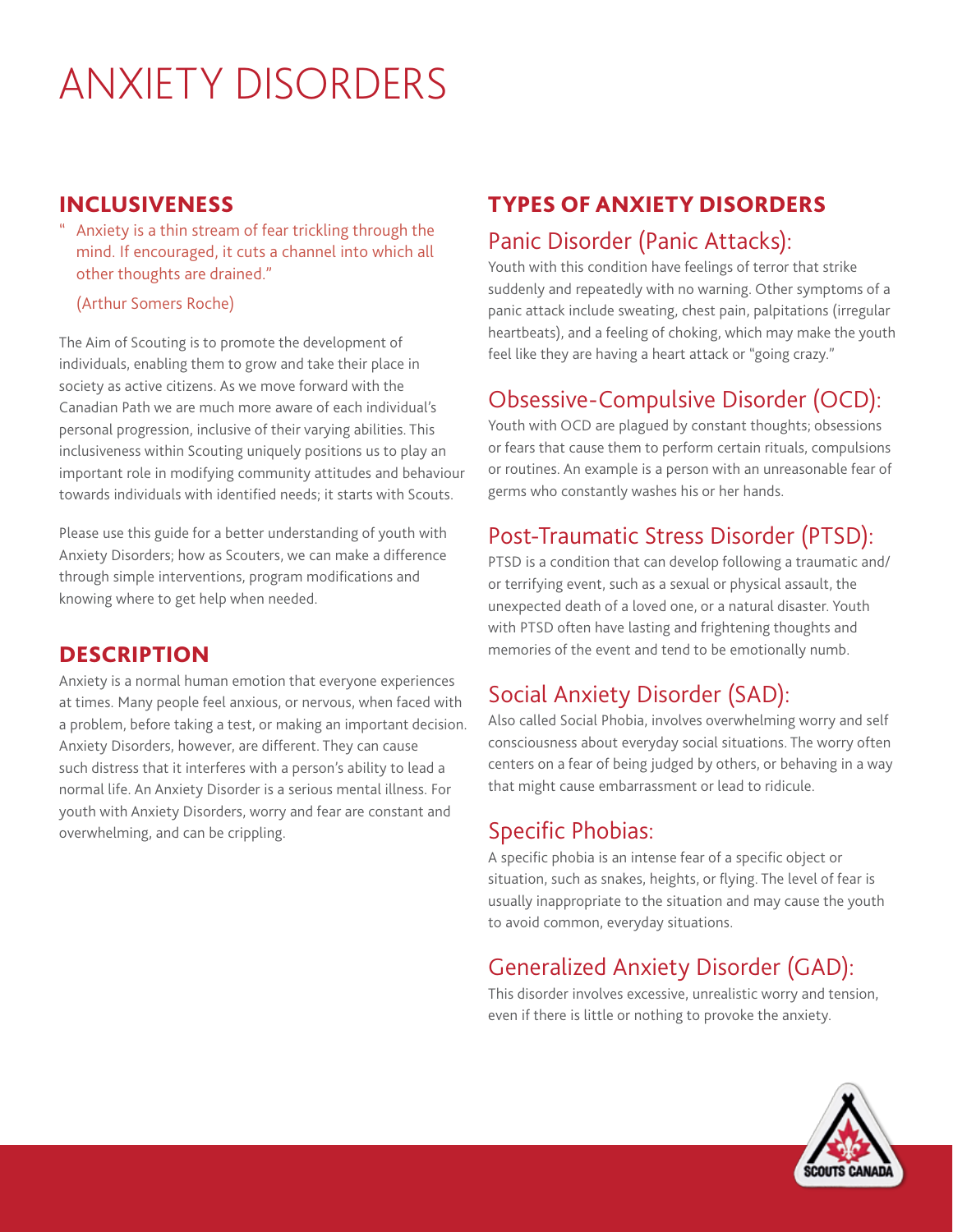# ANXIETY DISORDERS

## INCLUSIVENESS

> " Anxiety is a thin stream of fear trickling through the mind. If encouraged, it cuts a channel into which all other thoughts are drained."
>
> (Arthur Somers Roche)

The Aim of Scouting is to promote the development of individuals, enabling them to grow and take their place in society as active citizens. As we move forward with the Canadian Path we are much more aware of each individual's personal progression, inclusive of their varying abilities. This inclusiveness within Scouting uniquely positions us to play an important role in modifying community attitudes and behaviour towards individuals with identified needs; it starts with Scouts.

Please use this guide for a better understanding of youth with Anxiety Disorders; how as Scouters, we can make a difference through simple interventions, program modifications and knowing where to get help when needed.

## DESCRIPTION

Anxiety is a normal human emotion that everyone experiences at times. Many people feel anxious, or nervous, when faced with a problem, before taking a test, or making an important decision. Anxiety Disorders, however, are different. They can cause such distress that it interferes with a person's ability to lead a normal life. An Anxiety Disorder is a serious mental illness. For youth with Anxiety Disorders, worry and fear are constant and overwhelming, and can be crippling.

## TYPES OF ANXIETY DISORDERS

### Panic Disorder (Panic Attacks):

Youth with this condition have feelings of terror that strike suddenly and repeatedly with no warning. Other symptoms of a panic attack include sweating, chest pain, palpitations (irregular heartbeats), and a feeling of choking, which may make the youth feel like they are having a heart attack or "going crazy."

### Obsessive-Compulsive Disorder (OCD):

Youth with OCD are plagued by constant thoughts; obsessions or fears that cause them to perform certain rituals, compulsions or routines. An example is a person with an unreasonable fear of germs who constantly washes his or her hands.

### Post-Traumatic Stress Disorder (PTSD):

PTSD is a condition that can develop following a traumatic and/or terrifying event, such as a sexual or physical assault, the unexpected death of a loved one, or a natural disaster. Youth with PTSD often have lasting and frightening thoughts and memories of the event and tend to be emotionally numb.

### Social Anxiety Disorder (SAD):

Also called Social Phobia, involves overwhelming worry and self consciousness about everyday social situations. The worry often centers on a fear of being judged by others, or behaving in a way that might cause embarrassment or lead to ridicule.

### Specific Phobias:

A specific phobia is an intense fear of a specific object or situation, such as snakes, heights, or flying. The level of fear is usually inappropriate to the situation and may cause the youth to avoid common, everyday situations.

### Generalized Anxiety Disorder (GAD):

This disorder involves excessive, unrealistic worry and tension, even if there is little or nothing to provoke the anxiety.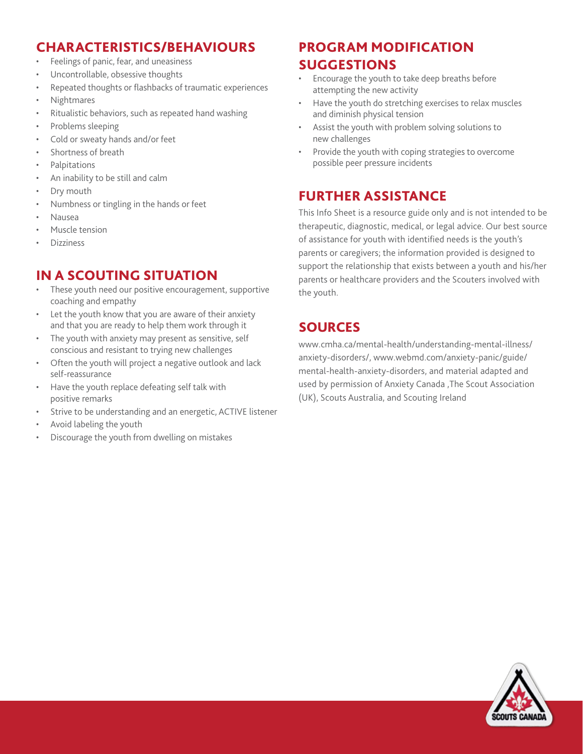## CHARACTERISTICS/BEHAVIOURS

- Feelings of panic, fear, and uneasiness
- Uncontrollable, obsessive thoughts
- Repeated thoughts or flashbacks of traumatic experiences
- Nightmares
- Ritualistic behaviors, such as repeated hand washing
- Problems sleeping
- Cold or sweaty hands and/or feet
- Shortness of breath
- Palpitations
- An inability to be still and calm
- Dry mouth
- Numbness or tingling in the hands or feet
- Nausea
- Muscle tension
- Dizziness

## IN A SCOUTING SITUATION

- These youth need our positive encouragement, supportive coaching and empathy
- Let the youth know that you are aware of their anxiety and that you are ready to help them work through it
- The youth with anxiety may present as sensitive, self conscious and resistant to trying new challenges
- Often the youth will project a negative outlook and lack self-reassurance
- Have the youth replace defeating self talk with positive remarks
- Strive to be understanding and an energetic, ACTIVE listener
- Avoid labeling the youth
- Discourage the youth from dwelling on mistakes

## PROGRAM MODIFICATION SUGGESTIONS

- Encourage the youth to take deep breaths before attempting the new activity
- Have the youth do stretching exercises to relax muscles and diminish physical tension
- Assist the youth with problem solving solutions to new challenges
- Provide the youth with coping strategies to overcome possible peer pressure incidents

## FURTHER ASSISTANCE

This Info Sheet is a resource guide only and is not intended to be therapeutic, diagnostic, medical, or legal advice. Our best source of assistance for youth with identified needs is the youth's parents or caregivers; the information provided is designed to support the relationship that exists between a youth and his/her parents or healthcare providers and the Scouters involved with the youth.

## SOURCES

www.cmha.ca/mental-health/understanding-mental-illness/anxiety-disorders/, www.webmd.com/anxiety-panic/guide/mental-health-anxiety-disorders, and material adapted and used by permission of Anxiety Canada ,The Scout Association (UK), Scouts Australia, and Scouting Ireland